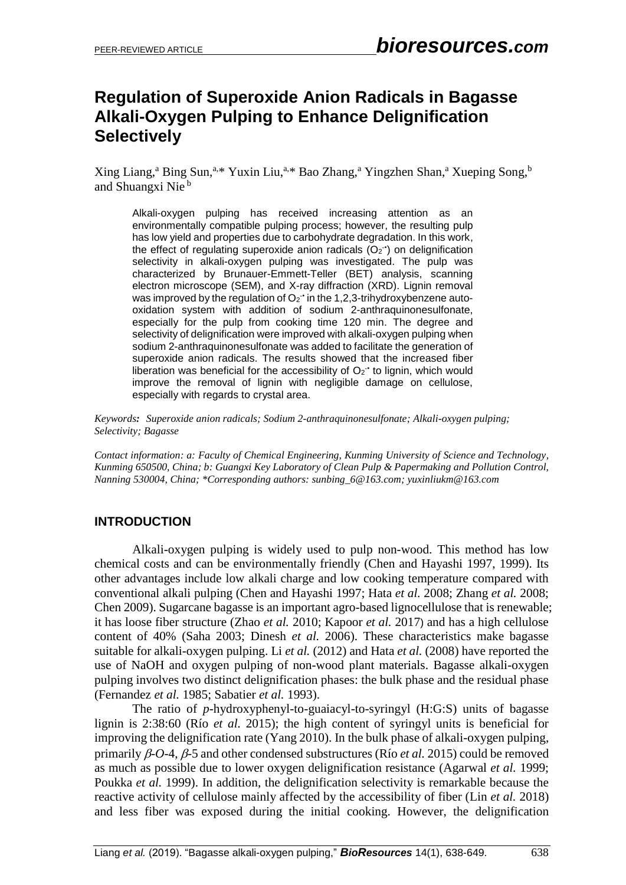# Regulation of Superoxide Anion Radicals in Bagasse Alkali-Oxygen Pulping to Enhance Delignification Selectively

Xing Liang,[a] Bing Sun,[a,*] Yuxin Liu,[a,*] Bao Zhang,[a] Yingzhen Shan,[a] Xueping Song,[b] and Shuangxi Nie[b]

Alkali-oxygen pulping has received increasing attention as an environmentally compatible pulping process; however, the resulting pulp has low yield and properties due to carbohydrate degradation. In this work, the effect of regulating superoxide anion radicals ($O_2^{-\bullet}$) on delignification selectivity in alkali-oxygen pulping was investigated. The pulp was characterized by Brunauer-Emmett-Teller (BET) analysis, scanning electron microscope (SEM), and X-ray diffraction (XRD). Lignin removal was improved by the regulation of $O_2^{-\bullet}$ in the 1,2,3-trihydroxybenzene auto-oxidation system with addition of sodium 2-anthraquinonesulfonate, especially for the pulp from cooking time 120 min. The degree and selectivity of delignification were improved with alkali-oxygen pulping when sodium 2-anthraquinonesulfonate was added to facilitate the generation of superoxide anion radicals. The results showed that the increased fiber liberation was beneficial for the accessibility of $O_2^{-\bullet}$ to lignin, which would improve the removal of lignin with negligible damage on cellulose, especially with regards to crystal area.

*Keywords: Superoxide anion radicals; Sodium 2-anthraquinonesulfonate; Alkali-oxygen pulping; Selectivity; Bagasse*

*Contact information: a: Faculty of Chemical Engineering, Kunming University of Science and Technology, Kunming 650500, China; b: Guangxi Key Laboratory of Clean Pulp & Papermaking and Pollution Control, Nanning 530004, China; \*Corresponding authors: sunbing_6@163.com; yuxinliukm@163.com*

## INTRODUCTION

Alkali-oxygen pulping is widely used to pulp non-wood. This method has low chemical costs and can be environmentally friendly (Chen and Hayashi 1997, 1999). Its other advantages include low alkali charge and low cooking temperature compared with conventional alkali pulping (Chen and Hayashi 1997; Hata *et al.* 2008; Zhang *et al.* 2008; Chen 2009). Sugarcane bagasse is an important agro-based lignocellulose that is renewable; it has loose fiber structure (Zhao *et al.* 2010; Kapoor *et al.* 2017) and has a high cellulose content of 40% (Saha 2003; Dinesh *et al.* 2006). These characteristics make bagasse suitable for alkali-oxygen pulping. Li *et al.* (2012) and Hata *et al.* (2008) have reported the use of NaOH and oxygen pulping of non-wood plant materials. Bagasse alkali-oxygen pulping involves two distinct delignification phases: the bulk phase and the residual phase (Fernandez *et al.* 1985; Sabatier *et al.* 1993).

The ratio of *p*-hydroxyphenyl-to-guaiacyl-to-syringyl (H:G:S) units of bagasse lignin is 2:38:60 (Río *et al.* 2015); the high content of syringyl units is beneficial for improving the delignification rate (Yang 2010). In the bulk phase of alkali-oxygen pulping, primarily $\beta$-*O*-4, $\beta$-5 and other condensed substructures (Río *et al.* 2015) could be removed as much as possible due to lower oxygen delignification resistance (Agarwal *et al.* 1999; Poukka *et al.* 1999). In addition, the delignification selectivity is remarkable because the reactive activity of cellulose mainly affected by the accessibility of fiber (Lin *et al.* 2018) and less fiber was exposed during the initial cooking. However, the delignification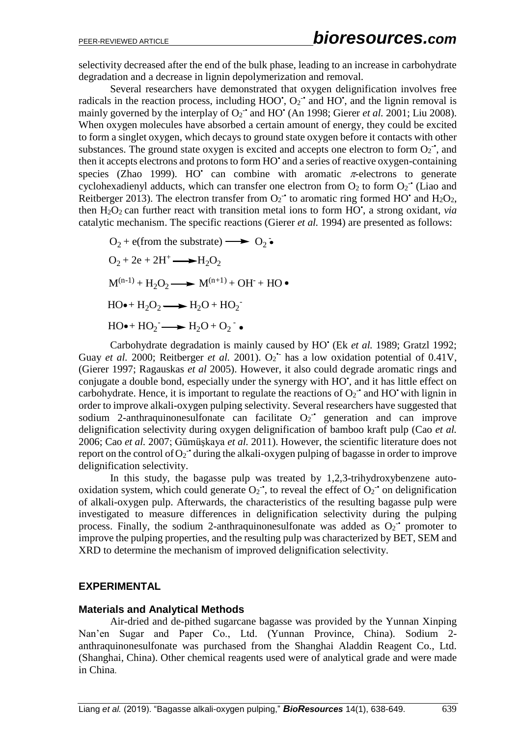selectivity decreased after the end of the bulk phase, leading to an increase in carbohydrate degradation and a decrease in lignin depolymerization and removal.

Several researchers have demonstrated that oxygen delignification involves free radicals in the reaction process, including $HOO^{\bullet}$, $O_2^{-\bullet}$ and $HO^{\bullet}$, and the lignin removal is mainly governed by the interplay of $O_2^{-\bullet}$ and $HO^{\bullet}$ (An 1998; Gierer *et al.* 2001; Liu 2008). When oxygen molecules have absorbed a certain amount of energy, they could be excited to form a singlet oxygen, which decays to ground state oxygen before it contacts with other substances. The ground state oxygen is excited and accepts one electron to form $O_2^{-\bullet}$, and then it accepts electrons and protons to form $HO^{\bullet}$ and a series of reactive oxygen-containing species (Zhao 1999). $HO^{\bullet}$ can combine with aromatic $\pi$-electrons to generate cyclohexadienyl adducts, which can transfer one electron from $O_2$ to form $O_2^{-\bullet}$ (Liao and Reitberger 2013). The electron transfer from $O_2^{-\bullet}$ to aromatic ring formed $HO^{\bullet}$ and $H_2O_2$, then $H_2O_2$ can further react with transition metal ions to form $HO^{\bullet}$, a strong oxidant, *via* catalytic mechanism. The specific reactions (Gierer *et al.* 1994) are presented as follows:

$$O_2 + e(\text{from the substrate}) \longrightarrow O_2^{-\bullet}$$

$$O_2 + 2e + 2H^+ \longrightarrow H_2O_2$$

$$M^{(n-1)} + H_2O_2 \longrightarrow M^{(n+1)} + OH^- + HO\bullet$$

$$HO\bullet + H_2O_2 \longrightarrow H_2O + HO_2^-$$

$$HO\bullet + HO_2^- \longrightarrow H_2O + O_2^{-}\bullet$$

Carbohydrate degradation is mainly caused by $HO^{\bullet}$ (Ek *et al.* 1989; Gratzl 1992; Guay *et al.* 2000; Reitberger *et al.* 2001). $O_2^{\bullet-}$ has a low oxidation potential of 0.41V, (Gierer 1997; Ragauskas *et al* 2005). However, it also could degrade aromatic rings and conjugate a double bond, especially under the synergy with $HO^{\bullet}$, and it has little effect on carbohydrate. Hence, it is important to regulate the reactions of $O_2^{-\bullet}$ and $HO^{\bullet}$ with lignin in order to improve alkali-oxygen pulping selectivity. Several researchers have suggested that sodium 2-anthraquinonesulfonate can facilitate $O_2^{-\bullet}$ generation and can improve delignification selectivity during oxygen delignification of bamboo kraft pulp (Cao *et al.* 2006; Cao *et al.* 2007; Gümüşkaya *et al.* 2011). However, the scientific literature does not report on the control of $O_2^{-\bullet}$ during the alkali-oxygen pulping of bagasse in order to improve delignification selectivity.

In this study, the bagasse pulp was treated by 1,2,3-trihydroxybenzene auto-oxidation system, which could generate $O_2^{-\bullet}$, to reveal the effect of $O_2^{-\bullet}$ on delignification of alkali-oxygen pulp. Afterwards, the characteristics of the resulting bagasse pulp were investigated to measure differences in delignification selectivity during the pulping process. Finally, the sodium 2-anthraquinonesulfonate was added as $O_2^{-\bullet}$ promoter to improve the pulping properties, and the resulting pulp was characterized by BET, SEM and XRD to determine the mechanism of improved delignification selectivity.

## EXPERIMENTAL

### Materials and Analytical Methods

Air-dried and de-pithed sugarcane bagasse was provided by the Yunnan Xinping Nan'en Sugar and Paper Co., Ltd. (Yunnan Province, China). Sodium 2-anthraquinonesulfonate was purchased from the Shanghai Aladdin Reagent Co., Ltd. (Shanghai, China). Other chemical reagents used were of analytical grade and were made in China.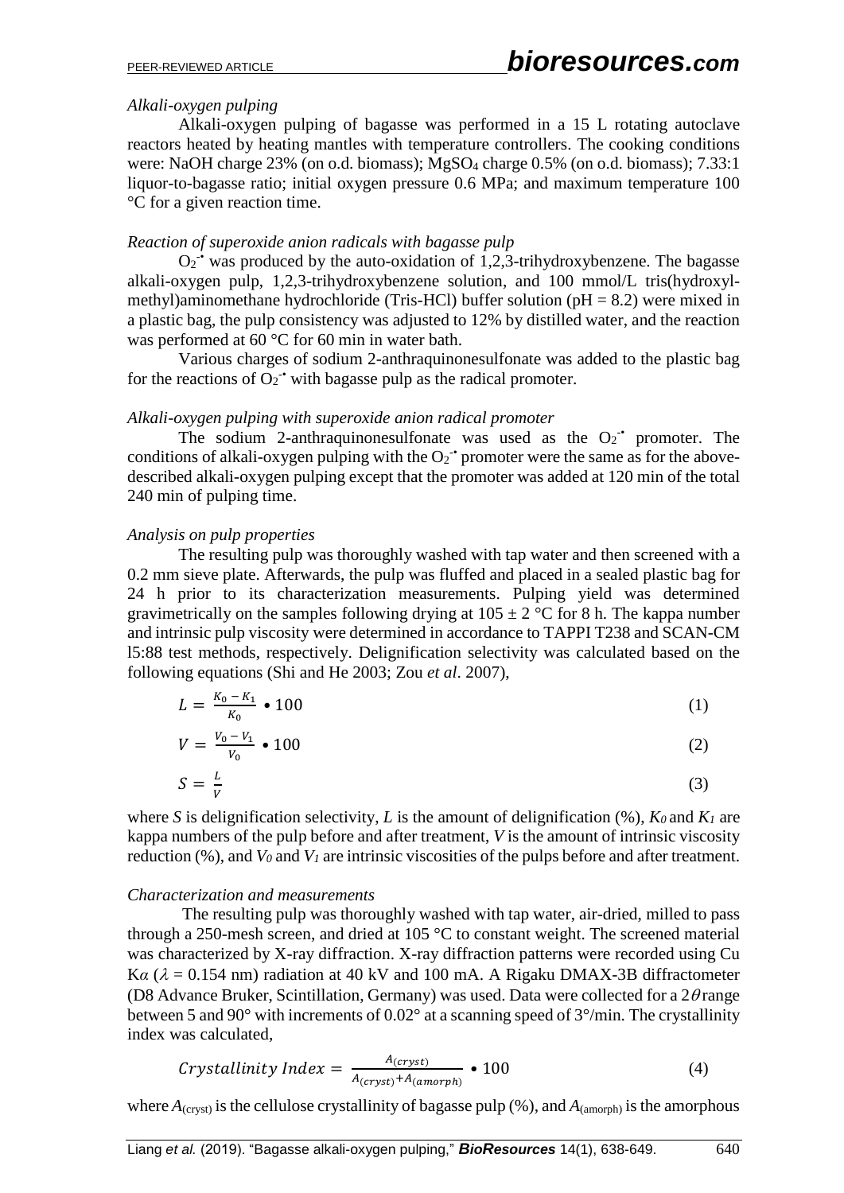*Alkali-oxygen pulping*

Alkali-oxygen pulping of bagasse was performed in a 15 L rotating autoclave reactors heated by heating mantles with temperature controllers. The cooking conditions were: NaOH charge 23% (on o.d. biomass); $MgSO_4$ charge 0.5% (on o.d. biomass); 7.33:1 liquor-to-bagasse ratio; initial oxygen pressure 0.6 MPa; and maximum temperature 100 °C for a given reaction time.

*Reaction of superoxide anion radicals with bagasse pulp*

$O_2^{-\bullet}$ was produced by the auto-oxidation of 1,2,3-trihydroxybenzene. The bagasse alkali-oxygen pulp, 1,2,3-trihydroxybenzene solution, and 100 mmol/L tris(hydroxylmethyl)aminomethane hydrochloride (Tris-HCl) buffer solution (pH = 8.2) were mixed in a plastic bag, the pulp consistency was adjusted to 12% by distilled water, and the reaction was performed at 60 °C for 60 min in water bath.

Various charges of sodium 2-anthraquinonesulfonate was added to the plastic bag for the reactions of $O_2^{-\bullet}$ with bagasse pulp as the radical promoter.

*Alkali-oxygen pulping with superoxide anion radical promoter*

The sodium 2-anthraquinonesulfonate was used as the $O_2^{-\bullet}$ promoter. The conditions of alkali-oxygen pulping with the $O_2^{-\bullet}$ promoter were the same as for the above-described alkali-oxygen pulping except that the promoter was added at 120 min of the total 240 min of pulping time.

*Analysis on pulp properties*

The resulting pulp was thoroughly washed with tap water and then screened with a 0.2 mm sieve plate. Afterwards, the pulp was fluffed and placed in a sealed plastic bag for 24 h prior to its characterization measurements. Pulping yield was determined gravimetrically on the samples following drying at 105 ± 2 °C for 8 h. The kappa number and intrinsic pulp viscosity were determined in accordance to TAPPI T238 and SCAN-CM l5:88 test methods, respectively. Delignification selectivity was calculated based on the following equations (Shi and He 2003; Zou *et al*. 2007),

$$L = \frac{K_0 - K_1}{K_0} \bullet 100 \tag{1}$$

$$V = \frac{V_0 - V_1}{V_0} \bullet 100 \tag{2}$$

$$S = \frac{L}{V} \tag{3}$$

where $S$ is delignification selectivity, $L$ is the amount of delignification (%), $K_0$ and $K_1$ are kappa numbers of the pulp before and after treatment, $V$ is the amount of intrinsic viscosity reduction (%), and $V_0$ and $V_1$ are intrinsic viscosities of the pulps before and after treatment.

*Characterization and measurements*

The resulting pulp was thoroughly washed with tap water, air-dried, milled to pass through a 250-mesh screen, and dried at 105 °C to constant weight. The screened material was characterized by X-ray diffraction. X-ray diffraction patterns were recorded using Cu K$\alpha$ ($\lambda$ = 0.154 nm) radiation at 40 kV and 100 mA. A Rigaku DMAX-3B diffractometer (D8 Advance Bruker, Scintillation, Germany) was used. Data were collected for a $2\theta$ range between 5 and 90° with increments of 0.02° at a scanning speed of 3°/min. The crystallinity index was calculated,

$$Crystallinity\ Index = \frac{A_{(cryst)}}{A_{(cryst)} + A_{(amorph)}} \bullet 100 \tag{4}$$

where $A_{(cryst)}$ is the cellulose crystallinity of bagasse pulp (%), and $A_{(amorph)}$ is the amorphous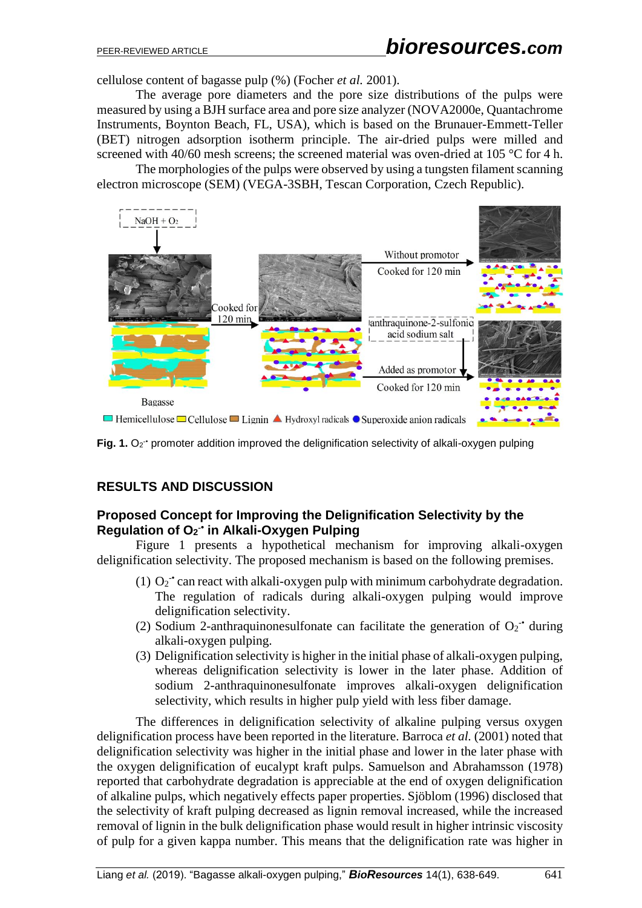cellulose content of bagasse pulp (%) (Focher *et al.* 2001).

The average pore diameters and the pore size distributions of the pulps were measured by using a BJH surface area and pore size analyzer (NOVA2000e, Quantachrome Instruments, Boynton Beach, FL, USA), which is based on the Brunauer-Emmett-Teller (BET) nitrogen adsorption isotherm principle. The air-dried pulps were milled and screened with 40/60 mesh screens; the screened material was oven-dried at 105 °C for 4 h.

The morphologies of the pulps were observed by using a tungsten filament scanning electron microscope (SEM) (VEGA-3SBH, Tescan Corporation, Czech Republic).

**Fig. 1.** $O_2^{-\bullet}$ promoter addition improved the delignification selectivity of alkali-oxygen pulping

## RESULTS AND DISCUSSION

### Proposed Concept for Improving the Delignification Selectivity by the Regulation of $O_2^{-\bullet}$ in Alkali-Oxygen Pulping

Figure 1 presents a hypothetical mechanism for improving alkali-oxygen delignification selectivity. The proposed mechanism is based on the following premises.

(1) $O_2^{-\bullet}$ can react with alkali-oxygen pulp with minimum carbohydrate degradation. The regulation of radicals during alkali-oxygen pulping would improve delignification selectivity.

(2) Sodium 2-anthraquinonesulfonate can facilitate the generation of $O_2^{-\bullet}$ during alkali-oxygen pulping.

(3) Delignification selectivity is higher in the initial phase of alkali-oxygen pulping, whereas delignification selectivity is lower in the later phase. Addition of sodium 2-anthraquinonesulfonate improves alkali-oxygen delignification selectivity, which results in higher pulp yield with less fiber damage.

The differences in delignification selectivity of alkaline pulping versus oxygen delignification process have been reported in the literature. Barroca *et al.* (2001) noted that delignification selectivity was higher in the initial phase and lower in the later phase with the oxygen delignification of eucalypt kraft pulps. Samuelson and Abrahamsson (1978) reported that carbohydrate degradation is appreciable at the end of oxygen delignification of alkaline pulps, which negatively effects paper properties. Sjöblom (1996) disclosed that the selectivity of kraft pulping decreased as lignin removal increased, while the increased removal of lignin in the bulk delignification phase would result in higher intrinsic viscosity of pulp for a given kappa number. This means that the delignification rate was higher in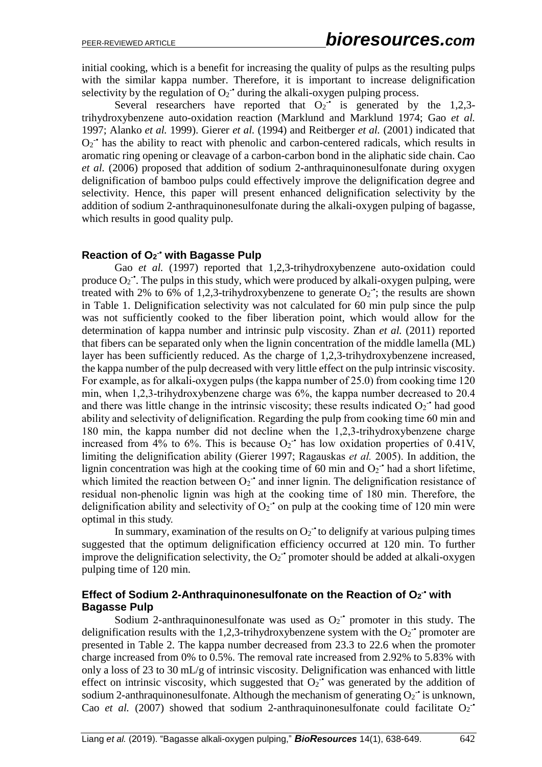initial cooking, which is a benefit for increasing the quality of pulps as the resulting pulps with the similar kappa number. Therefore, it is important to increase delignification selectivity by the regulation of $O_2^{-\bullet}$ during the alkali-oxygen pulping process.

Several researchers have reported that $O_2^{-\bullet}$ is generated by the 1,2,3-trihydroxybenzene auto-oxidation reaction (Marklund and Marklund 1974; Gao *et al.* 1997; Alanko *et al.* 1999). Gierer *et al.* (1994) and Reitberger *et al.* (2001) indicated that $O_2^{-\bullet}$ has the ability to react with phenolic and carbon-centered radicals, which results in aromatic ring opening or cleavage of a carbon-carbon bond in the aliphatic side chain. Cao *et al.* (2006) proposed that addition of sodium 2-anthraquinonesulfonate during oxygen delignification of bamboo pulps could effectively improve the delignification degree and selectivity. Hence, this paper will present enhanced delignification selectivity by the addition of sodium 2-anthraquinonesulfonate during the alkali-oxygen pulping of bagasse, which results in good quality pulp.

## Reaction of $O_2^{-\bullet}$ with Bagasse Pulp

Gao *et al.* (1997) reported that 1,2,3-trihydroxybenzene auto-oxidation could produce $O_2^{-\bullet}$. The pulps in this study, which were produced by alkali-oxygen pulping, were treated with 2% to 6% of 1,2,3-trihydroxybenzene to generate $O_2^{-\bullet}$; the results are shown in Table 1. Delignification selectivity was not calculated for 60 min pulp since the pulp was not sufficiently cooked to the fiber liberation point, which would allow for the determination of kappa number and intrinsic pulp viscosity. Zhan *et al.* (2011) reported that fibers can be separated only when the lignin concentration of the middle lamella (ML) layer has been sufficiently reduced. As the charge of 1,2,3-trihydroxybenzene increased, the kappa number of the pulp decreased with very little effect on the pulp intrinsic viscosity. For example, as for alkali-oxygen pulps (the kappa number of 25.0) from cooking time 120 min, when 1,2,3-trihydroxybenzene charge was 6%, the kappa number decreased to 20.4 and there was little change in the intrinsic viscosity; these results indicated $O_2^{-\bullet}$ had good ability and selectivity of delignification. Regarding the pulp from cooking time 60 min and 180 min, the kappa number did not decline when the 1,2,3-trihydroxybenzene charge increased from 4% to 6%. This is because $O_2^{-\bullet}$ has low oxidation properties of 0.41V, limiting the delignification ability (Gierer 1997; Ragauskas *et al.* 2005). In addition, the lignin concentration was high at the cooking time of 60 min and $O_2^{-\bullet}$ had a short lifetime, which limited the reaction between $O_2^{-\bullet}$ and inner lignin. The delignification resistance of residual non-phenolic lignin was high at the cooking time of 180 min. Therefore, the delignification ability and selectivity of $O_2^{-\bullet}$ on pulp at the cooking time of 120 min were optimal in this study.

In summary, examination of the results on $O_2^{-\bullet}$ to delignify at various pulping times suggested that the optimum delignification efficiency occurred at 120 min. To further improve the delignification selectivity, the $O_2^{-\bullet}$ promoter should be added at alkali-oxygen pulping time of 120 min.

## Effect of Sodium 2-Anthraquinonesulfonate on the Reaction of $O_2^{-\bullet}$ with Bagasse Pulp

Sodium 2-anthraquinonesulfonate was used as $O_2^{-\bullet}$ promoter in this study. The delignification results with the 1,2,3-trihydroxybenzene system with the $O_2^{-\bullet}$ promoter are presented in Table 2. The kappa number decreased from 23.3 to 22.6 when the promoter charge increased from 0% to 0.5%. The removal rate increased from 2.92% to 5.83% with only a loss of 23 to 30 mL/g of intrinsic viscosity. Delignification was enhanced with little effect on intrinsic viscosity, which suggested that $O_2^{-\bullet}$ was generated by the addition of sodium 2-anthraquinonesulfonate. Although the mechanism of generating $O_2^{-\bullet}$ is unknown, Cao *et al.* (2007) showed that sodium 2-anthraquinonesulfonate could facilitate $O_2^{-\bullet}$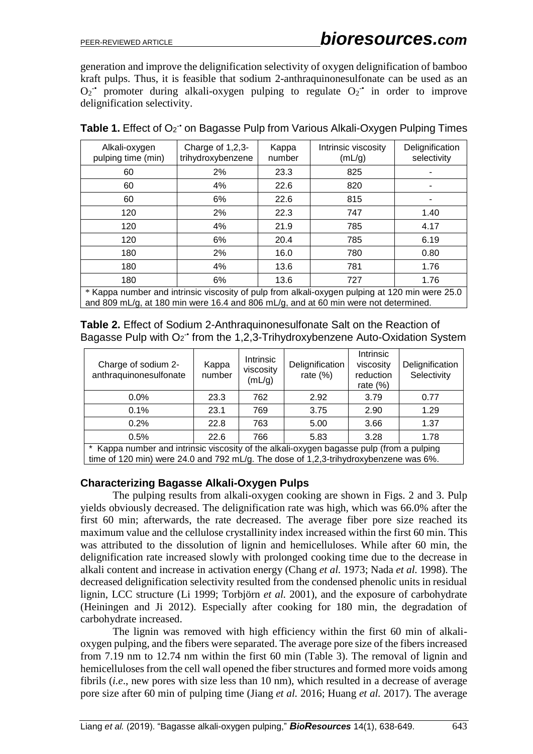generation and improve the delignification selectivity of oxygen delignification of bamboo kraft pulps. Thus, it is feasible that sodium 2-anthraquinonesulfonate can be used as an $O_2^{-\bullet}$ promoter during alkali-oxygen pulping to regulate $O_2^{-\bullet}$ in order to improve delignification selectivity.

**Table 1.** Effect of $O_2^{-\bullet}$ on Bagasse Pulp from Various Alkali-Oxygen Pulping Times

| Alkali-oxygen pulping time (min) | Charge of 1,2,3-trihydroxybenzene | Kappa number | Intrinsic viscosity (mL/g) | Delignification selectivity |
|---|---|---|---|---|
| 60 | 2% | 23.3 | 825 | - |
| 60 | 4% | 22.6 | 820 | - |
| 60 | 6% | 22.6 | 815 | - |
| 120 | 2% | 22.3 | 747 | 1.40 |
| 120 | 4% | 21.9 | 785 | 4.17 |
| 120 | 6% | 20.4 | 785 | 6.19 |
| 180 | 2% | 16.0 | 780 | 0.80 |
| 180 | 4% | 13.6 | 781 | 1.76 |
| 180 | 6% | 13.6 | 727 | 1.76 |

\* Kappa number and intrinsic viscosity of pulp from alkali-oxygen pulping at 120 min were 25.0 and 809 mL/g, at 180 min were 16.4 and 806 mL/g, and at 60 min were not determined.

**Table 2.** Effect of Sodium 2-Anthraquinonesulfonate Salt on the Reaction of Bagasse Pulp with $O_2^{-\bullet}$ from the 1,2,3-Trihydroxybenzene Auto-Oxidation System

| Charge of sodium 2-anthraquinonesulfonate | Kappa number | Intrinsic viscosity (mL/g) | Delignification rate (%) | Intrinsic viscosity reduction rate (%) | Delignification Selectivity |
|---|---|---|---|---|---|
| 0.0% | 23.3 | 762 | 2.92 | 3.79 | 0.77 |
| 0.1% | 23.1 | 769 | 3.75 | 2.90 | 1.29 |
| 0.2% | 22.8 | 763 | 5.00 | 3.66 | 1.37 |
| 0.5% | 22.6 | 766 | 5.83 | 3.28 | 1.78 |

\* Kappa number and intrinsic viscosity of the alkali-oxygen bagasse pulp (from a pulping time of 120 min) were 24.0 and 792 mL/g. The dose of 1,2,3-trihydroxybenzene was 6%.

### Characterizing Bagasse Alkali-Oxygen Pulps

The pulping results from alkali-oxygen cooking are shown in Figs. 2 and 3. Pulp yields obviously decreased. The delignification rate was high, which was 66.0% after the first 60 min; afterwards, the rate decreased. The average fiber pore size reached its maximum value and the cellulose crystallinity index increased within the first 60 min. This was attributed to the dissolution of lignin and hemicelluloses. While after 60 min, the delignification rate increased slowly with prolonged cooking time due to the decrease in alkali content and increase in activation energy (Chang *et al.* 1973; Nada *et al.* 1998). The decreased delignification selectivity resulted from the condensed phenolic units in residual lignin, LCC structure (Li 1999; Torbjörn *et al.* 2001), and the exposure of carbohydrate (Heiningen and Ji 2012). Especially after cooking for 180 min, the degradation of carbohydrate increased.

The lignin was removed with high efficiency within the first 60 min of alkali-oxygen pulping, and the fibers were separated. The average pore size of the fibers increased from 7.19 nm to 12.74 nm within the first 60 min (Table 3). The removal of lignin and hemicelluloses from the cell wall opened the fiber structures and formed more voids among fibrils (*i.e*., new pores with size less than 10 nm), which resulted in a decrease of average pore size after 60 min of pulping time (Jiang *et al.* 2016; Huang *et al.* 2017). The average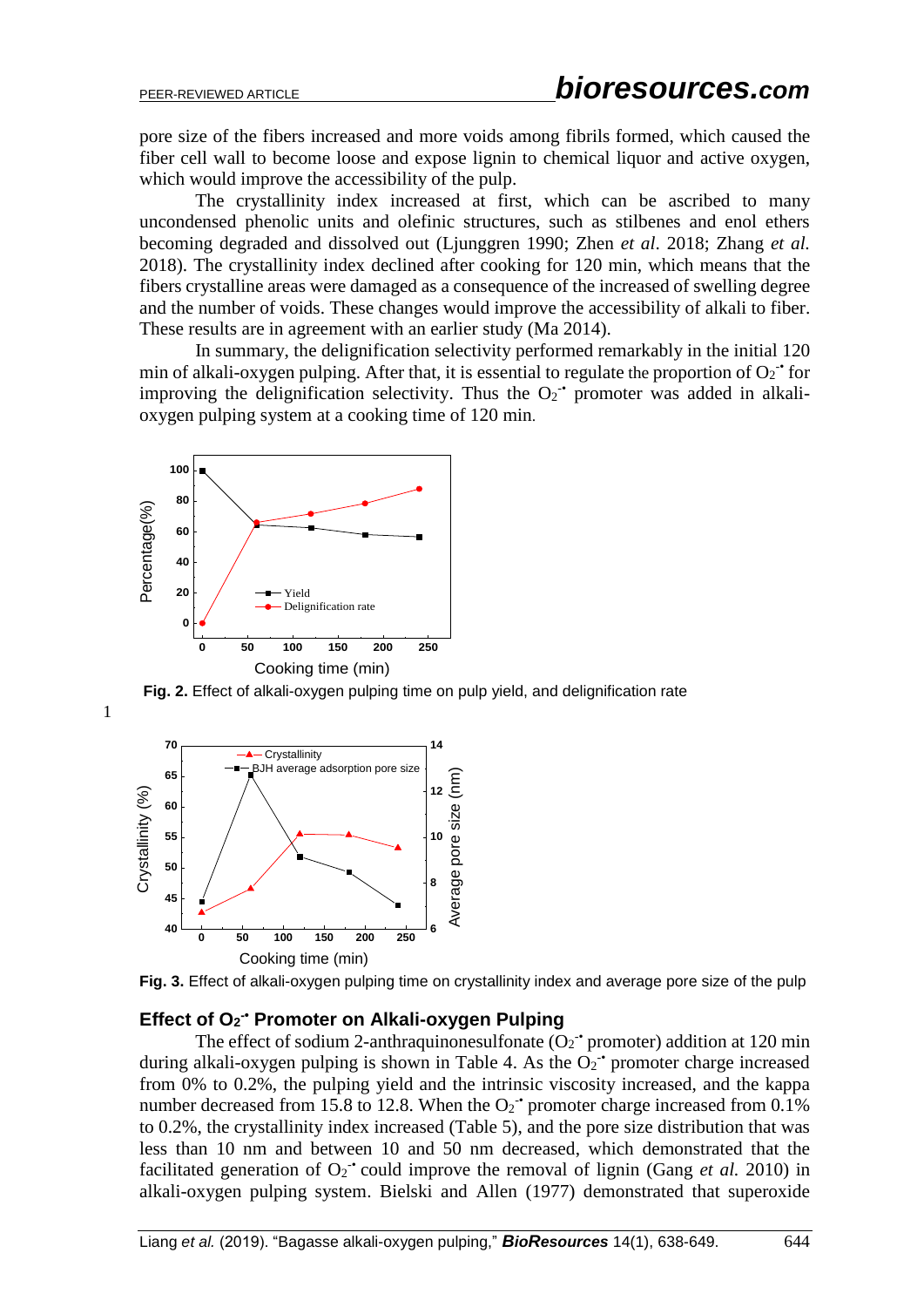pore size of the fibers increased and more voids among fibrils formed, which caused the fiber cell wall to become loose and expose lignin to chemical liquor and active oxygen, which would improve the accessibility of the pulp.

The crystallinity index increased at first, which can be ascribed to many uncondensed phenolic units and olefinic structures, such as stilbenes and enol ethers becoming degraded and dissolved out (Ljunggren 1990; Zhen *et al*. 2018; Zhang *et al.* 2018). The crystallinity index declined after cooking for 120 min, which means that the fibers crystalline areas were damaged as a consequence of the increased of swelling degree and the number of voids. These changes would improve the accessibility of alkali to fiber. These results are in agreement with an earlier study (Ma 2014).

In summary, the delignification selectivity performed remarkably in the initial 120 min of alkali-oxygen pulping. After that, it is essential to regulate the proportion of $O_2^{-\bullet}$ for improving the delignification selectivity. Thus the $O_2^{-\bullet}$ promoter was added in alkali-oxygen pulping system at a cooking time of 120 min.

**Fig. 2.** Effect of alkali-oxygen pulping time on pulp yield, and delignification rate

**Fig. 3.** Effect of alkali-oxygen pulping time on crystallinity index and average pore size of the pulp

## Effect of $O_2^{-\bullet}$ Promoter on Alkali-oxygen Pulping

The effect of sodium 2-anthraquinonesulfonate ($O_2^{-\bullet}$ promoter) addition at 120 min during alkali-oxygen pulping is shown in Table 4. As the $O_2^{-\bullet}$ promoter charge increased from 0% to 0.2%, the pulping yield and the intrinsic viscosity increased, and the kappa number decreased from 15.8 to 12.8. When the $O_2^{-\bullet}$ promoter charge increased from 0.1% to 0.2%, the crystallinity index increased (Table 5), and the pore size distribution that was less than 10 nm and between 10 and 50 nm decreased, which demonstrated that the facilitated generation of $O_2^{-\bullet}$ could improve the removal of lignin (Gang *et al.* 2010) in alkali-oxygen pulping system. Bielski and Allen (1977) demonstrated that superoxide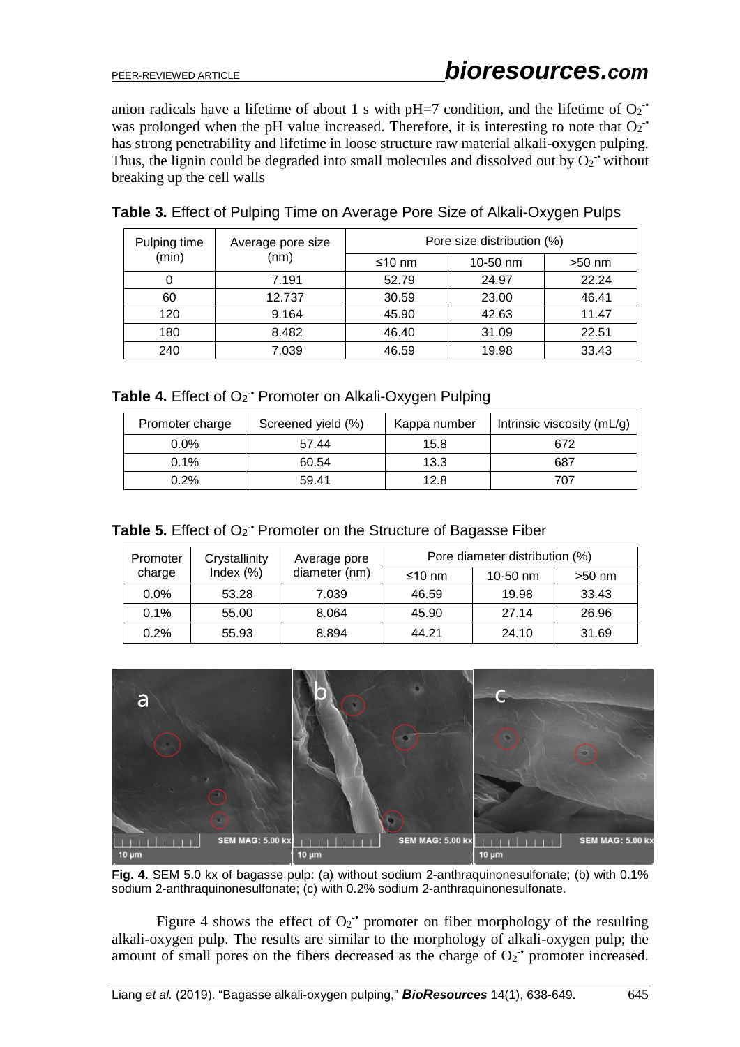anion radicals have a lifetime of about 1 s with pH=7 condition, and the lifetime of $O_2^{-\bullet}$ was prolonged when the pH value increased. Therefore, it is interesting to note that $O_2^{-\bullet}$ has strong penetrability and lifetime in loose structure raw material alkali-oxygen pulping. Thus, the lignin could be degraded into small molecules and dissolved out by $O_2^{-\bullet}$ without breaking up the cell walls

**Table 3.** Effect of Pulping Time on Average Pore Size of Alkali-Oxygen Pulps

| Pulping time (min) | Average pore size (nm) | Pore size distribution (%) | | |
|---|---|---|---|---|
| | | ≤10 nm | 10-50 nm | >50 nm |
| 0 | 7.191 | 52.79 | 24.97 | 22.24 |
| 60 | 12.737 | 30.59 | 23.00 | 46.41 |
| 120 | 9.164 | 45.90 | 42.63 | 11.47 |
| 180 | 8.482 | 46.40 | 31.09 | 22.51 |
| 240 | 7.039 | 46.59 | 19.98 | 33.43 |

**Table 4.** Effect of $O_2^{-\bullet}$ Promoter on Alkali-Oxygen Pulping

| Promoter charge | Screened yield (%) | Kappa number | Intrinsic viscosity (mL/g) |
|---|---|---|---|
| 0.0% | 57.44 | 15.8 | 672 |
| 0.1% | 60.54 | 13.3 | 687 |
| 0.2% | 59.41 | 12.8 | 707 |

**Table 5.** Effect of $O_2^{-\bullet}$ Promoter on the Structure of Bagasse Fiber

| Promoter charge | Crystallinity Index (%) | Average pore diameter (nm) | Pore diameter distribution (%) | | |
|---|---|---|---|---|---|
| | | | ≤10 nm | 10-50 nm | >50 nm |
| 0.0% | 53.28 | 7.039 | 46.59 | 19.98 | 33.43 |
| 0.1% | 55.00 | 8.064 | 45.90 | 27.14 | 26.96 |
| 0.2% | 55.93 | 8.894 | 44.21 | 24.10 | 31.69 |

**Fig. 4.** SEM 5.0 kx of bagasse pulp: (a) without sodium 2-anthraquinonesulfonate; (b) with 0.1% sodium 2-anthraquinonesulfonate; (c) with 0.2% sodium 2-anthraquinonesulfonate.

Figure 4 shows the effect of $O_2^{-\bullet}$ promoter on fiber morphology of the resulting alkali-oxygen pulp. The results are similar to the morphology of alkali-oxygen pulp; the amount of small pores on the fibers decreased as the charge of $O_2^{-\bullet}$ promoter increased.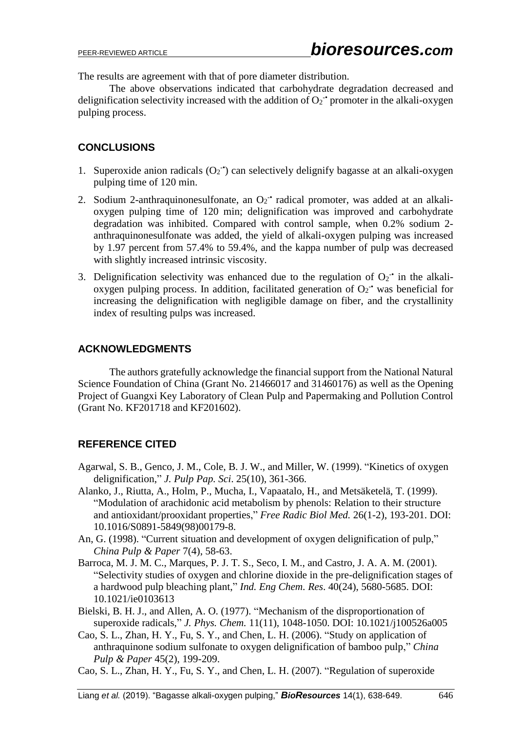The results are agreement with that of pore diameter distribution.

The above observations indicated that carbohydrate degradation decreased and delignification selectivity increased with the addition of $O_2^{-\bullet}$ promoter in the alkali-oxygen pulping process.

## CONCLUSIONS

1. Superoxide anion radicals ($O_2^{-\bullet}$) can selectively delignify bagasse at an alkali-oxygen pulping time of 120 min.
2. Sodium 2-anthraquinonesulfonate, an $O_2^{-\bullet}$ radical promoter, was added at an alkali-oxygen pulping time of 120 min; delignification was improved and carbohydrate degradation was inhibited. Compared with control sample, when 0.2% sodium 2-anthraquinonesulfonate was added, the yield of alkali-oxygen pulping was increased by 1.97 percent from 57.4% to 59.4%, and the kappa number of pulp was decreased with slightly increased intrinsic viscosity.
3. Delignification selectivity was enhanced due to the regulation of $O_2^{-\bullet}$ in the alkali-oxygen pulping process. In addition, facilitated generation of $O_2^{-\bullet}$ was beneficial for increasing the delignification with negligible damage on fiber, and the crystallinity index of resulting pulps was increased.

## ACKNOWLEDGMENTS

The authors gratefully acknowledge the financial support from the National Natural Science Foundation of China (Grant No. 21466017 and 31460176) as well as the Opening Project of Guangxi Key Laboratory of Clean Pulp and Papermaking and Pollution Control (Grant No. KF201718 and KF201602).

## REFERENCE CITED

Agarwal, S. B., Genco, J. M., Cole, B. J. W., and Miller, W. (1999). "Kinetics of oxygen delignification," *J. Pulp Pap. Sci*. 25(10), 361-366.

Alanko, J., Riutta, A., Holm, P., Mucha, I., Vapaatalo, H., and Metsäketelä, T. (1999). "Modulation of arachidonic acid metabolism by phenols: Relation to their structure and antioxidant/prooxidant properties," *Free Radic Biol Med.* 26(1-2), 193-201. DOI: 10.1016/S0891-5849(98)00179-8.

An, G. (1998). "Current situation and development of oxygen delignification of pulp," *China Pulp & Paper* 7(4), 58-63.

Barroca, M. J. M. C., Marques, P. J. T. S., Seco, I. M., and Castro, J. A. A. M. (2001). "Selectivity studies of oxygen and chlorine dioxide in the pre-delignification stages of a hardwood pulp bleaching plant," *Ind. Eng Chem. Res*. 40(24), 5680-5685. DOI: 10.1021/ie0103613

Bielski, B. H. J., and Allen, A. O. (1977). "Mechanism of the disproportionation of superoxide radicals," *J. Phys. Chem.* 11(11), 1048-1050. DOI: 10.1021/j100526a005

Cao, S. L., Zhan, H. Y., Fu, S. Y., and Chen, L. H. (2006). "Study on application of anthraquinone sodium sulfonate to oxygen delignification of bamboo pulp," *China Pulp & Paper* 45(2), 199-209.

Cao, S. L., Zhan, H. Y., Fu, S. Y., and Chen, L. H. (2007). "Regulation of superoxide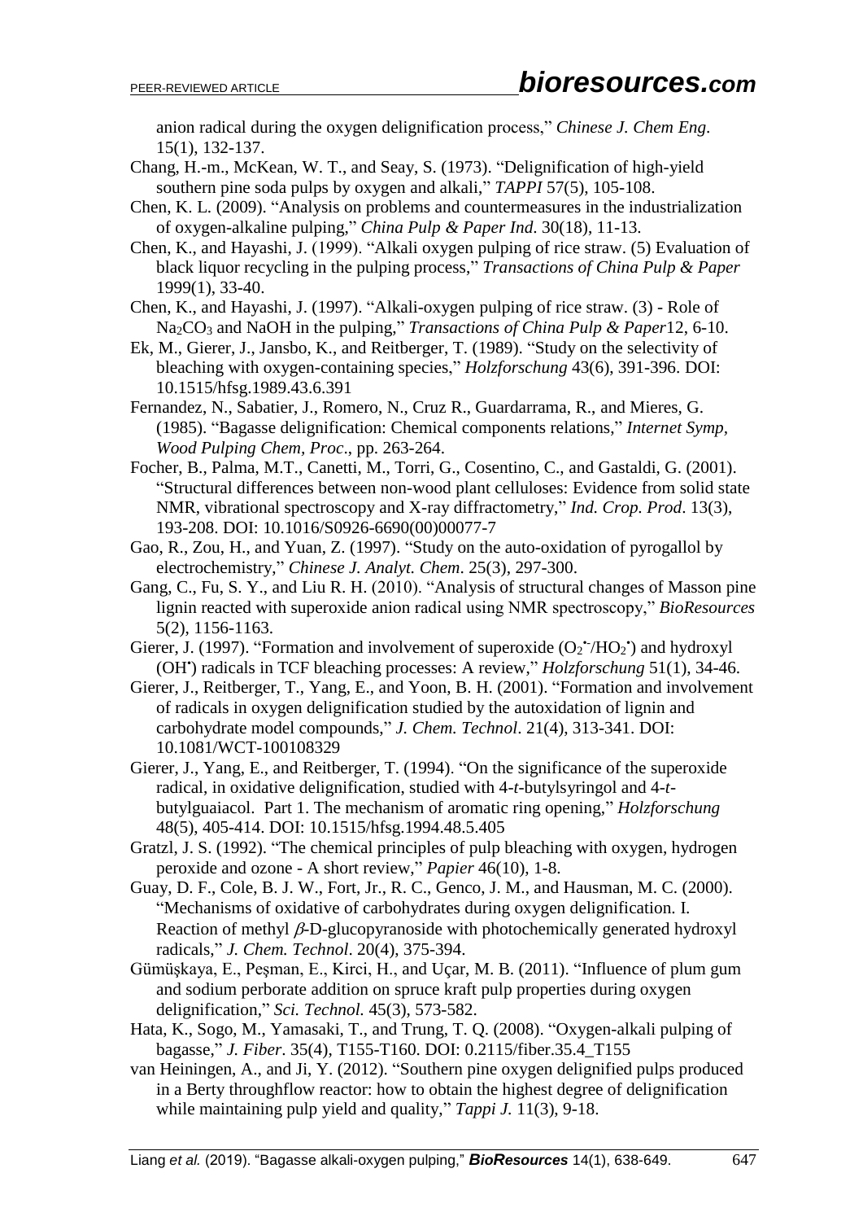anion radical during the oxygen delignification process," *Chinese J. Chem Eng*. 15(1), 132-137.

Chang, H.-m., McKean, W. T., and Seay, S. (1973). "Delignification of high-yield southern pine soda pulps by oxygen and alkali," *TAPPI* 57(5), 105-108.

Chen, K. L. (2009). "Analysis on problems and countermeasures in the industrialization of oxygen-alkaline pulping," *China Pulp & Paper Ind*. 30(18), 11-13.

Chen, K., and Hayashi, J. (1999). "Alkali oxygen pulping of rice straw. (5) Evaluation of black liquor recycling in the pulping process," *Transactions of China Pulp & Paper* 1999(1), 33-40.

Chen, K., and Hayashi, J. (1997). "Alkali-oxygen pulping of rice straw. (3) - Role of $Na_2CO_3$ and NaOH in the pulping," *Transactions of China Pulp & Paper*12, 6-10.

Ek, M., Gierer, J., Jansbo, K., and Reitberger, T. (1989). "Study on the selectivity of bleaching with oxygen-containing species," *Holzforschung* 43(6), 391-396. DOI: 10.1515/hfsg.1989.43.6.391

Fernandez, N., Sabatier, J., Romero, N., Cruz R., Guardarrama, R., and Mieres, G. (1985). "Bagasse delignification: Chemical components relations," *Internet Symp, Wood Pulping Chem, Proc*., pp. 263-264.

Focher, B., Palma, M.T., Canetti, M., Torri, G., Cosentino, C., and Gastaldi, G. (2001). "Structural differences between non-wood plant celluloses: Evidence from solid state NMR, vibrational spectroscopy and X-ray diffractometry," *Ind. Crop. Prod*. 13(3), 193-208. DOI: 10.1016/S0926-6690(00)00077-7

Gao, R., Zou, H., and Yuan, Z. (1997). "Study on the auto-oxidation of pyrogallol by electrochemistry," *Chinese J. Analyt. Chem*. 25(3), 297-300.

Gang, C., Fu, S. Y., and Liu R. H. (2010). "Analysis of structural changes of Masson pine lignin reacted with superoxide anion radical using NMR spectroscopy," *BioResources* 5(2), 1156-1163.

Gierer, J. (1997). "Formation and involvement of superoxide ($O_2^{\bullet-}$/$HO_2^{\bullet}$) and hydroxyl ($OH^{\bullet}$) radicals in TCF bleaching processes: A review," *Holzforschung* 51(1), 34-46.

Gierer, J., Reitberger, T., Yang, E., and Yoon, B. H. (2001). "Formation and involvement of radicals in oxygen delignification studied by the autoxidation of lignin and carbohydrate model compounds," *J. Chem. Technol*. 21(4), 313-341. DOI: 10.1081/WCT-100108329

Gierer, J., Yang, E., and Reitberger, T. (1994). "On the significance of the superoxide radical, in oxidative delignification, studied with 4-*t*-butylsyringol and 4-*t*-butylguaiacol. Part 1. The mechanism of aromatic ring opening," *Holzforschung* 48(5), 405-414. DOI: 10.1515/hfsg.1994.48.5.405

Gratzl, J. S. (1992). "The chemical principles of pulp bleaching with oxygen, hydrogen peroxide and ozone - A short review," *Papier* 46(10), 1-8.

Guay, D. F., Cole, B. J. W., Fort, Jr., R. C., Genco, J. M., and Hausman, M. C. (2000). "Mechanisms of oxidative of carbohydrates during oxygen delignification. I. Reaction of methyl $\beta$-D-glucopyranoside with photochemically generated hydroxyl radicals," *J. Chem. Technol*. 20(4), 375-394.

Gümüşkaya, E., Peşman, E., Kirci, H., and Uçar, M. B. (2011). "Influence of plum gum and sodium perborate addition on spruce kraft pulp properties during oxygen delignification," *Sci. Technol.* 45(3), 573-582.

Hata, K., Sogo, M., Yamasaki, T., and Trung, T. Q. (2008). "Oxygen-alkali pulping of bagasse," *J. Fiber*. 35(4), T155-T160. DOI: 0.2115/fiber.35.4_T155

van Heiningen, A., and Ji, Y. (2012). "Southern pine oxygen delignified pulps produced in a Berty throughflow reactor: how to obtain the highest degree of delignification while maintaining pulp yield and quality," *Tappi J.* 11(3), 9-18.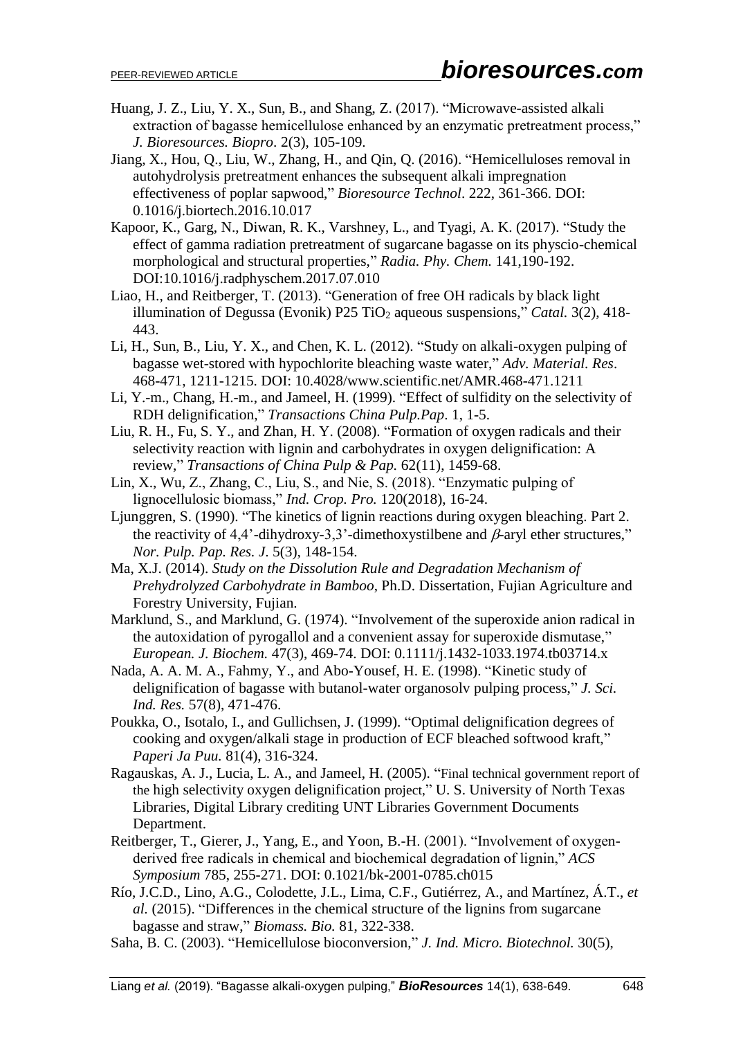Huang, J. Z., Liu, Y. X., Sun, B., and Shang, Z. (2017). "Microwave-assisted alkali extraction of bagasse hemicellulose enhanced by an enzymatic pretreatment process," *J. Bioresources. Biopro*. 2(3), 105-109.

Jiang, X., Hou, Q., Liu, W., Zhang, H., and Qin, Q. (2016). "Hemicelluloses removal in autohydrolysis pretreatment enhances the subsequent alkali impregnation effectiveness of poplar sapwood," *Bioresource Technol*. 222, 361-366. DOI: 0.1016/j.biortech.2016.10.017

Kapoor, K., Garg, N., Diwan, R. K., Varshney, L., and Tyagi, A. K. (2017). "Study the effect of gamma radiation pretreatment of sugarcane bagasse on its physcio-chemical morphological and structural properties," *Radia. Phy. Chem.* 141,190-192. DOI:10.1016/j.radphyschem.2017.07.010

Liao, H., and Reitberger, T. (2013). "Generation of free OH radicals by black light illumination of Degussa (Evonik) P25 $TiO_2$ aqueous suspensions," *Catal.* 3(2), 418-443.

Li, H., Sun, B., Liu, Y. X., and Chen, K. L. (2012). "Study on alkali-oxygen pulping of bagasse wet-stored with hypochlorite bleaching waste water," *Adv. Material. Res*. 468-471, 1211-1215. DOI: 10.4028/www.scientific.net/AMR.468-471.1211

Li, Y.-m., Chang, H.-m., and Jameel, H. (1999). "Effect of sulfidity on the selectivity of RDH delignification," *Transactions China Pulp.Pap*. 1, 1-5.

Liu, R. H., Fu, S. Y., and Zhan, H. Y. (2008). "Formation of oxygen radicals and their selectivity reaction with lignin and carbohydrates in oxygen delignification: A review," *Transactions of China Pulp & Pap.* 62(11), 1459-68.

Lin, X., Wu, Z., Zhang, C., Liu, S., and Nie, S. (2018). "Enzymatic pulping of lignocellulosic biomass," *Ind. Crop. Pro.* 120(2018), 16-24.

Ljunggren, S. (1990). "The kinetics of lignin reactions during oxygen bleaching. Part 2. the reactivity of 4,4'-dihydroxy-3,3'-dimethoxystilbene and $\beta$-aryl ether structures," *Nor. Pulp. Pap. Res. J.* 5(3), 148-154.

Ma, X.J. (2014). *Study on the Dissolution Rule and Degradation Mechanism of Prehydrolyzed Carbohydrate in Bamboo*, Ph.D. Dissertation, Fujian Agriculture and Forestry University, Fujian.

Marklund, S., and Marklund, G. (1974). "Involvement of the superoxide anion radical in the autoxidation of pyrogallol and a convenient assay for superoxide dismutase," *European. J. Biochem.* 47(3), 469-74. DOI: 0.1111/j.1432-1033.1974.tb03714.x

Nada, A. A. M. A., Fahmy, Y., and Abo-Yousef, H. E. (1998). "Kinetic study of delignification of bagasse with butanol-water organosolv pulping process," *J. Sci. Ind. Res.* 57(8), 471-476.

Poukka, O., Isotalo, I., and Gullichsen, J. (1999). "Optimal delignification degrees of cooking and oxygen/alkali stage in production of ECF bleached softwood kraft," *Paperi Ja Puu.* 81(4), 316-324.

Ragauskas, A. J., Lucia, L. A., and Jameel, H. (2005). "Final technical government report of the high selectivity oxygen delignification project," U. S. University of North Texas Libraries, Digital Library crediting UNT Libraries Government Documents Department.

Reitberger, T., Gierer, J., Yang, E., and Yoon, B.-H. (2001). "Involvement of oxygen-derived free radicals in chemical and biochemical degradation of lignin," *ACS Symposium* 785, 255-271. DOI: 0.1021/bk-2001-0785.ch015

Río, J.C.D., Lino, A.G., Colodette, J.L., Lima, C.F., Gutiérrez, A., and Martínez, Á.T., *et al.* (2015). "Differences in the chemical structure of the lignins from sugarcane bagasse and straw," *Biomass. Bio.* 81, 322-338.

Saha, B. C. (2003). "Hemicellulose bioconversion," *J. Ind. Micro. Biotechnol.* 30(5),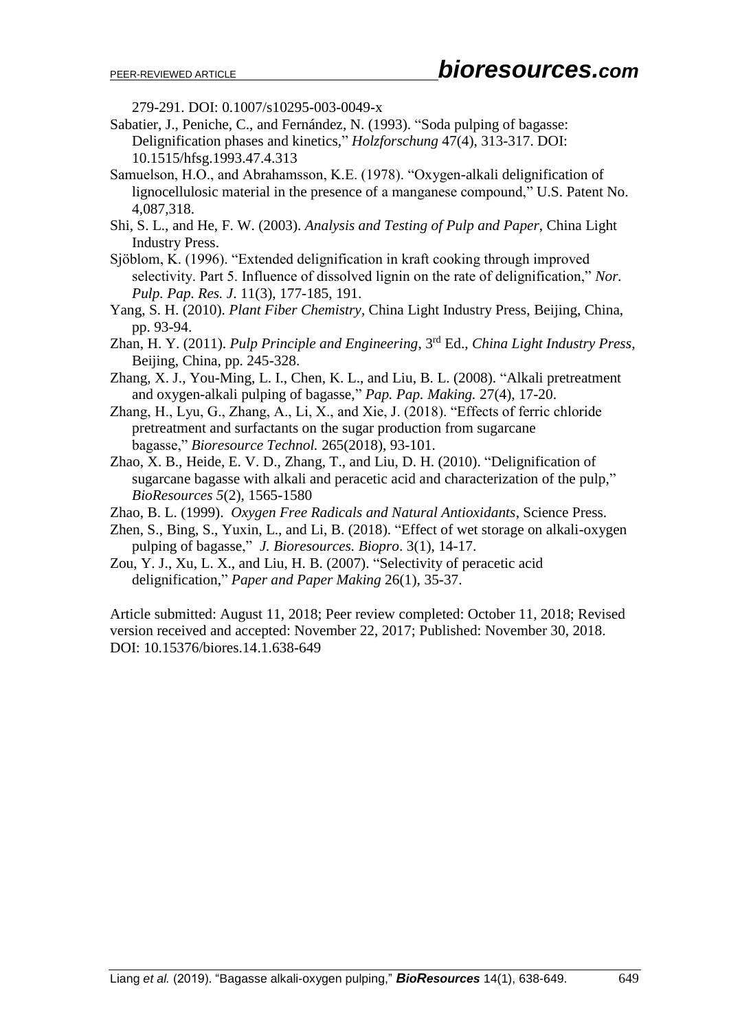279-291. DOI: 0.1007/s10295-003-0049-x

Sabatier, J., Peniche, C., and Fernández, N. (1993). "Soda pulping of bagasse: Delignification phases and kinetics," *Holzforschung* 47(4), 313-317. DOI: 10.1515/hfsg.1993.47.4.313

Samuelson, H.O., and Abrahamsson, K.E. (1978). "Oxygen-alkali delignification of lignocellulosic material in the presence of a manganese compound," U.S. Patent No. 4,087,318.

Shi, S. L., and He, F. W. (2003). *Analysis and Testing of Pulp and Paper*, China Light Industry Press.

Sjöblom, K. (1996). "Extended delignification in kraft cooking through improved selectivity. Part 5. Influence of dissolved lignin on the rate of delignification," *Nor. Pulp. Pap. Res. J.* 11(3), 177-185, 191.

Yang, S. H. (2010). *Plant Fiber Chemistry*, China Light Industry Press, Beijing, China, pp. 93-94.

Zhan, H. Y. (2011). *Pulp Principle and Engineering*, 3rd Ed., *China Light Industry Press*, Beijing, China, pp. 245-328.

Zhang, X. J., You-Ming, L. I., Chen, K. L., and Liu, B. L. (2008). "Alkali pretreatment and oxygen-alkali pulping of bagasse," *Pap. Pap. Making.* 27(4), 17-20.

Zhang, H., Lyu, G., Zhang, A., Li, X., and Xie, J. (2018). "Effects of ferric chloride pretreatment and surfactants on the sugar production from sugarcane bagasse," *Bioresource Technol.* 265(2018), 93-101.

Zhao, X. B., Heide, E. V. D., Zhang, T., and Liu, D. H. (2010). "Delignification of sugarcane bagasse with alkali and peracetic acid and characterization of the pulp," *BioResources 5*(2), 1565-1580

Zhao, B. L. (1999). *Oxygen Free Radicals and Natural Antioxidants*, Science Press.

Zhen, S., Bing, S., Yuxin, L., and Li, B. (2018). "Effect of wet storage on alkali-oxygen pulping of bagasse," *J. Bioresources. Biopro*. 3(1), 14-17.

Zou, Y. J., Xu, L. X., and Liu, H. B. (2007). "Selectivity of peracetic acid delignification," *Paper and Paper Making* 26(1), 35-37.

Article submitted: August 11, 2018; Peer review completed: October 11, 2018; Revised version received and accepted: November 22, 2017; Published: November 30, 2018.
DOI: 10.15376/biores.14.1.638-649